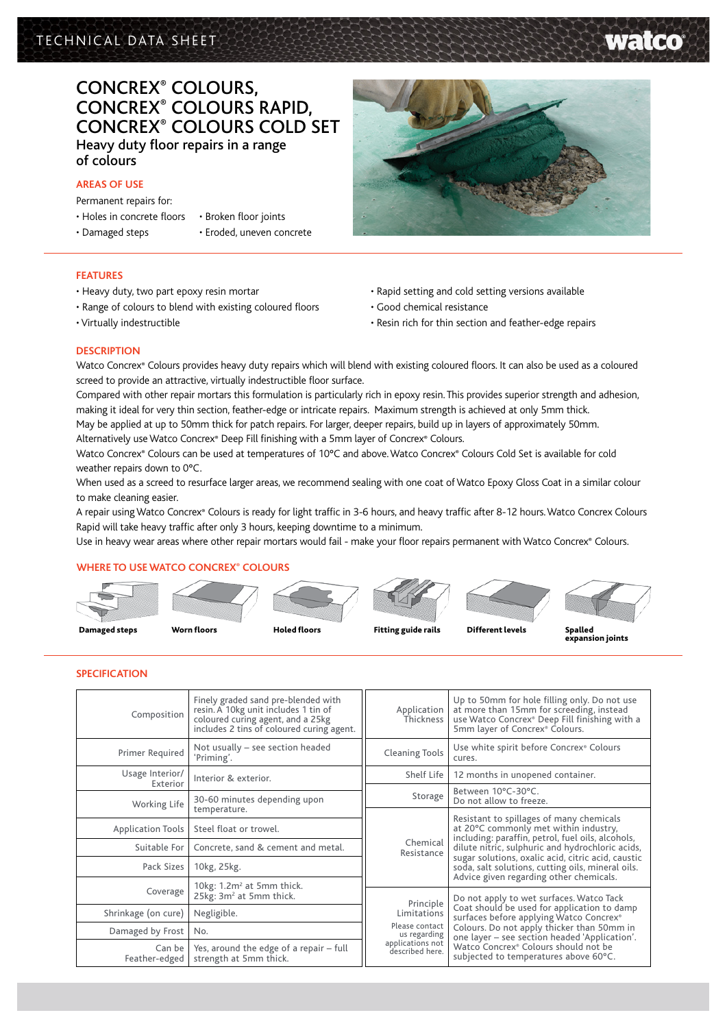# CONCREX® COLOURS, CONCREX® COLOURS RAPID, CONCREX® COLOURS COLD SET

## Heavy duty floor repairs in a range of colours

### AREAS OF USE

Permanent repairs for:

- Holes in concrete floors
- Damaged steps
- Broken floor joints
- Eroded, uneven concrete

### FEATURES

- Heavy duty, two part epoxy resin mortar
- Range of colours to blend with existing coloured floors
- Virtually indestructible
- Rapid setting and cold setting versions available
- Good chemical resistance
- Resin rich for thin section and feather-edge repairs

### DESCRIPTION

Watco Concrex® Colours provides heavy duty repairs which will blend with existing coloured floors. It can also be used as a coloured screed to provide an attractive, virtually indestructible floor surface.

Compared with other repair mortars this formulation is particularly rich in epoxy resin. This provides superior strength and adhesion, making it ideal for very thin section, feather-edge or intricate repairs. Maximum strength is achieved at only 5mm thick.

May be applied at up to 50mm thick for patch repairs. For larger, deeper repairs, build up in layers of approximately 50mm. Alternatively use Watco Concrex® Deep Fill finishing with a 5mm layer of Concrex® Colours.

Watco Concrex® Colours can be used at temperatures of 10°C and above. Watco Concrex® Colours Cold Set is available for cold weather repairs down to 0°C.

When used as a screed to resurface larger areas, we recommend sealing with one coat of Watco Epoxy Gloss Coat in a similar colour to make cleaning easier.

A repair using Watco Concrex® Colours is ready for light traffic in 3-6 hours, and heavy traffic after 8-12 hours. Watco Concrex Colours Rapid will take heavy traffic after only 3 hours, keeping downtime to a minimum.

Use in heavy wear areas where other repair mortars would fail - make your floor repairs permanent with Watco Concrex® Colours.

### WHERE TO USE WATCO CONCREX® COLOURS

**Damaged steps** · **Worn floors** · **Holed floors** · **Fitting guide rails** · **Different levels** · **Spalled expansion joints**

### SPECIFICATION

| | |
|---|---|
| Composition | Finely graded sand pre-blended with resin. A 10kg unit includes 1 tin of coloured curing agent, and a 25kg includes 2 tins of coloured curing agent. |
| Primer Required | Not usually – see section headed 'Priming'. |
| Usage Interior/ Exterior | Interior & exterior. |
| Working Life | 30-60 minutes depending upon temperature. |
| Application Tools | Steel float or trowel. |
| Suitable For | Concrete, sand & cement and metal. |
| Pack Sizes | 10kg, 25kg. |
| Coverage | 10kg: 1.2m² at 5mm thick. 25kg: 3m² at 5mm thick. |
| Shrinkage (on cure) | Negligible. |
| Damaged by Frost | No. |
| Can be Feather-edged | Yes, around the edge of a repair – full strength at 5mm thick. |

| | |
|---|---|
| Application Thickness | Up to 50mm for hole filling only. Do not use at more than 15mm for screeding, instead use Watco Concrex® Deep Fill finishing with a 5mm layer of Concrex® Colours. |
| Cleaning Tools | Use white spirit before Concrex® Colours cures. |
| Shelf Life | 12 months in unopened container. |
| Storage | Between 10°C-30°C. Do not allow to freeze. |
| Chemical Resistance | Resistant to spillages of many chemicals at 20°C commonly met within industry, including: paraffin, petrol, fuel oils, alcohols, dilute nitric, sulphuric and hydrochloric acids, sugar solutions, oxalic acid, citric acid, caustic soda, salt solutions, cutting oils, mineral oils. Advice given regarding other chemicals. |
| Principle Limitations (Please contact us regarding applications not described here.) | Do not apply to wet surfaces. Watco Tack Coat should be used for application to damp surfaces before applying Watco Concrex® Colours. Do not apply thicker than 50mm in one layer – see section headed 'Application'. Watco Concrex® Colours should not be subjected to temperatures above 60°C. |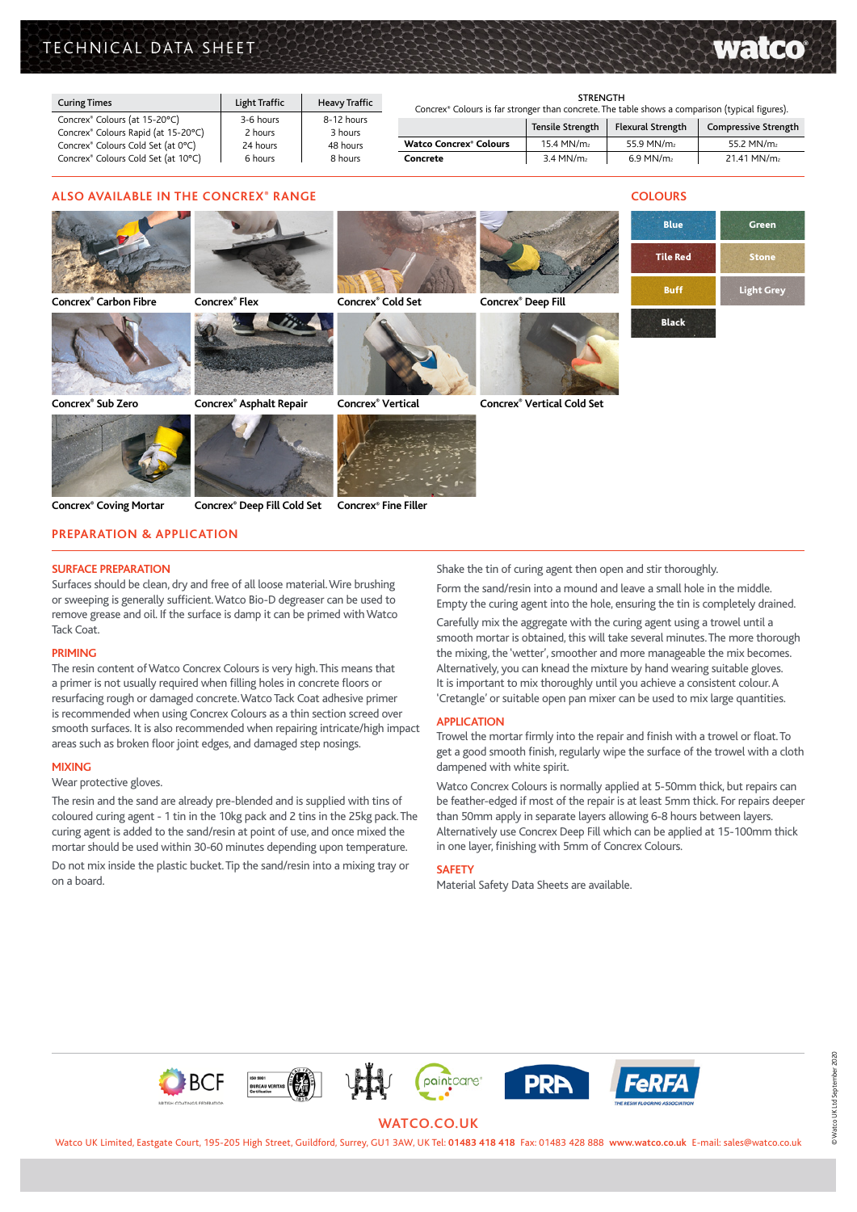# TECHNICAL DATA SHEET

| Curing Times | Light Traffic | Heavy Traffic |
|---|---|---|
| Concrex® Colours (at 15-20°C) | 3-6 hours | 8-12 hours |
| Concrex® Colours Rapid (at 15-20°C) | 2 hours | 3 hours |
| Concrex® Colours Cold Set (at 0°C) | 24 hours | 48 hours |
| Concrex® Colours Cold Set (at 10°C) | 6 hours | 8 hours |

STRENGTH

Concrex® Colours is far stronger than concrete. The table shows a comparison (typical figures).

| | Tensile Strength | Flexural Strength | Compressive Strength |
|---|---|---|---|
| **Watco Concrex® Colours** | 15.4 MN/m² | 55.9 MN/m² | 55.2 MN/m² |
| **Concrete** | 3.4 MN/m² | 6.9 MN/m² | 21.41 MN/m² |

## ALSO AVAILABLE IN THE CONCREX® RANGE

- Concrex® Carbon Fibre
- Concrex® Flex
- Concrex® Cold Set
- Concrex® Deep Fill
- Concrex® Sub Zero
- Concrex® Asphalt Repair
- Concrex® Vertical
- Concrex® Vertical Cold Set
- Concrex® Coving Mortar
- Concrex® Deep Fill Cold Set
- Concrex® Fine Filler

## COLOURS

Blue, Green, Tile Red, Stone, Buff, Light Grey, Black

## PREPARATION & APPLICATION

### SURFACE PREPARATION

Surfaces should be clean, dry and free of all loose material. Wire brushing or sweeping is generally sufficient. Watco Bio-D degreaser can be used to remove grease and oil. If the surface is damp it can be primed with Watco Tack Coat.

### PRIMING

The resin content of Watco Concrex Colours is very high. This means that a primer is not usually required when filling holes in concrete floors or resurfacing rough or damaged concrete. Watco Tack Coat adhesive primer is recommended when using Concrex Colours as a thin section screed over smooth surfaces. It is also recommended when repairing intricate/high impact areas such as broken floor joint edges, and damaged step nosings.

### MIXING

Wear protective gloves.

The resin and the sand are already pre-blended and is supplied with tins of coloured curing agent - 1 tin in the 10kg pack and 2 tins in the 25kg pack. The curing agent is added to the sand/resin at point of use, and once mixed the mortar should be used within 30-60 minutes depending upon temperature.

Do not mix inside the plastic bucket. Tip the sand/resin into a mixing tray or on a board.

Shake the tin of curing agent then open and stir thoroughly.

Form the sand/resin into a mound and leave a small hole in the middle. Empty the curing agent into the hole, ensuring the tin is completely drained.

Carefully mix the aggregate with the curing agent using a trowel until a smooth mortar is obtained, this will take several minutes. The more thorough the mixing, the 'wetter', smoother and more manageable the mix becomes. Alternatively, you can knead the mixture by hand wearing suitable gloves. It is important to mix thoroughly until you achieve a consistent colour. A 'Cretangle' or suitable open pan mixer can be used to mix large quantities.

### APPLICATION

Trowel the mortar firmly into the repair and finish with a trowel or float. To get a good smooth finish, regularly wipe the surface of the trowel with a cloth dampened with white spirit.

Watco Concrex Colours is normally applied at 5-50mm thick, but repairs can be feather-edged if most of the repair is at least 5mm thick. For repairs deeper than 50mm apply in separate layers allowing 6-8 hours between layers. Alternatively use Concrex Deep Fill which can be applied at 15-100mm thick in one layer, finishing with 5mm of Concrex Colours.

### SAFETY

Material Safety Data Sheets are available.

WATCO.CO.UK

Watco UK Limited, Eastgate Court, 195-205 High Street, Guildford, Surrey, GU1 3AW, UK Tel: **01483 418 418** Fax: 01483 428 888 **www.watco.co.uk** E-mail: sales@watco.co.uk

© Watco UK Ltd September 2020